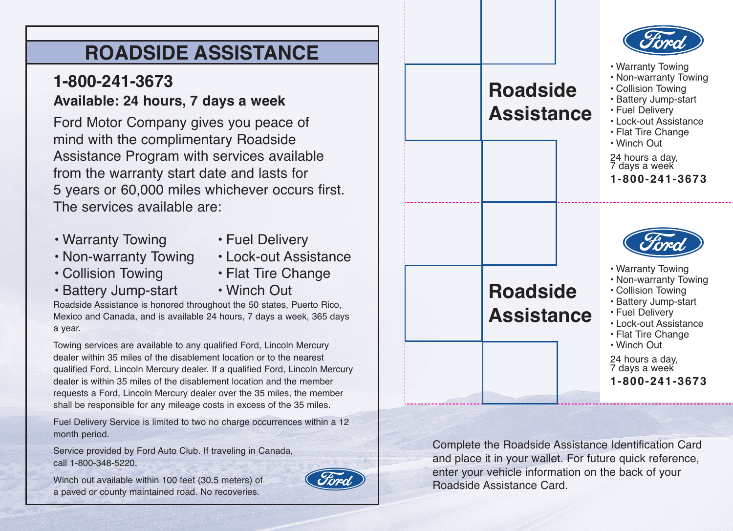# ROADSIDE ASSISTANCE

## 1-800-241-3673

**Available: 24 hours, 7 days a week**

Ford Motor Company gives you peace of mind with the complimentary Roadside Assistance Program with services available from the warranty start date and lasts for 5 years or 60,000 miles whichever occurs first. The services available are:

- Warranty Towing
- Non-warranty Towing
- Collision Towing
- Battery Jump-start
- Fuel Delivery
- Lock-out Assistance
- Flat Tire Change
- Winch Out

Roadside Assistance is honored throughout the 50 states, Puerto Rico, Mexico and Canada, and is available 24 hours, 7 days a week, 365 days a year.

Towing services are available to any qualified Ford, Lincoln Mercury dealer within 35 miles of the disablement location or to the nearest qualified Ford, Lincoln Mercury dealer. If a qualified Ford, Lincoln Mercury dealer is within 35 miles of the disablement location and the member requests a Ford, Lincoln Mercury dealer over the 35 miles, the member shall be responsible for any mileage costs in excess of the 35 miles.

Fuel Delivery Service is limited to two no charge occurrences within a 12 month period.

Service provided by Ford Auto Club. If traveling in Canada, call 1-800-348-5220.

Winch out available within 100 feet (30.5 meters) of a paved or county maintained road. No recoveries.

Ford

---

## Roadside Assistance

Ford

- Warranty Towing
- Non-warranty Towing
- Collision Towing
- Battery Jump-start
- Fuel Delivery
- Lock-out Assistance
- Flat Tire Change
- Winch Out

24 hours a day,
7 days a week

**1-800-241-3673**

---

## Roadside Assistance

Ford

- Warranty Towing
- Non-warranty Towing
- Collision Towing
- Battery Jump-start
- Fuel Delivery
- Lock-out Assistance
- Flat Tire Change
- Winch Out

24 hours a day,
7 days a week

**1-800-241-3673**

---

Complete the Roadside Assistance Identification Card and place it in your wallet. For future quick reference, enter your vehicle information on the back of your Roadside Assistance Card.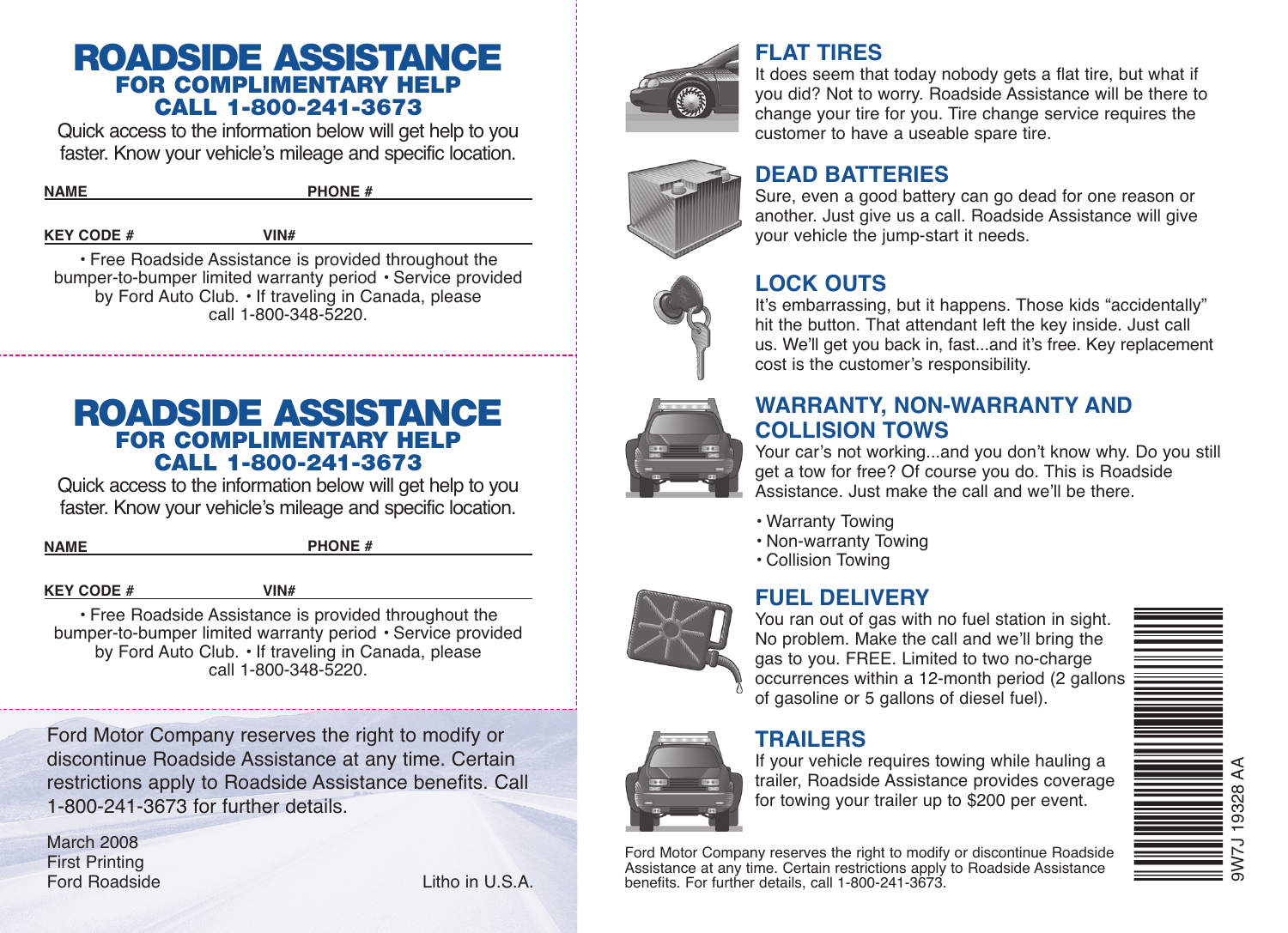# ROADSIDE ASSISTANCE

## FOR COMPLIMENTARY HELP

## CALL 1-800-241-3673

Quick access to the information below will get help to you faster. Know your vehicle's mileage and specific location.

**NAME** ______________________ **PHONE #** ______________________

**KEY CODE #** ______________ **VIN#** ______________________

• Free Roadside Assistance is provided throughout the bumper-to-bumper limited warranty period • Service provided by Ford Auto Club. • If traveling in Canada, please call 1-800-348-5220.

# ROADSIDE ASSISTANCE

## FOR COMPLIMENTARY HELP

## CALL 1-800-241-3673

Quick access to the information below will get help to you faster. Know your vehicle's mileage and specific location.

**NAME** ______________________ **PHONE #** ______________________

**KEY CODE #** ______________ **VIN#** ______________________

• Free Roadside Assistance is provided throughout the bumper-to-bumper limited warranty period • Service provided by Ford Auto Club. • If traveling in Canada, please call 1-800-348-5220.

Ford Motor Company reserves the right to modify or discontinue Roadside Assistance at any time. Certain restrictions apply to Roadside Assistance benefits. Call 1-800-241-3673 for further details.

March 2008
First Printing
Ford Roadside

Litho in U.S.A.

## FLAT TIRES

It does seem that today nobody gets a flat tire, but what if you did? Not to worry. Roadside Assistance will be there to change your tire for you. Tire change service requires the customer to have a useable spare tire.

## DEAD BATTERIES

Sure, even a good battery can go dead for one reason or another. Just give us a call. Roadside Assistance will give your vehicle the jump-start it needs.

## LOCK OUTS

It's embarrassing, but it happens. Those kids "accidentally" hit the button. That attendant left the key inside. Just call us. We'll get you back in, fast...and it's free. Key replacement cost is the customer's responsibility.

## WARRANTY, NON-WARRANTY AND COLLISION TOWS

Your car's not working...and you don't know why. Do you still get a tow for free? Of course you do. This is Roadside Assistance. Just make the call and we'll be there.

- Warranty Towing
- Non-warranty Towing
- Collision Towing

## FUEL DELIVERY

You ran out of gas with no fuel station in sight. No problem. Make the call and we'll bring the gas to you. FREE. Limited to two no-charge occurrences within a 12-month period (2 gallons of gasoline or 5 gallons of diesel fuel).

## TRAILERS

If your vehicle requires towing while hauling a trailer, Roadside Assistance provides coverage for towing your trailer up to $200 per event.

Ford Motor Company reserves the right to modify or discontinue Roadside Assistance at any time. Certain restrictions apply to Roadside Assistance benefits. For further details, call 1-800-241-3673.

9W7J 19328 AA